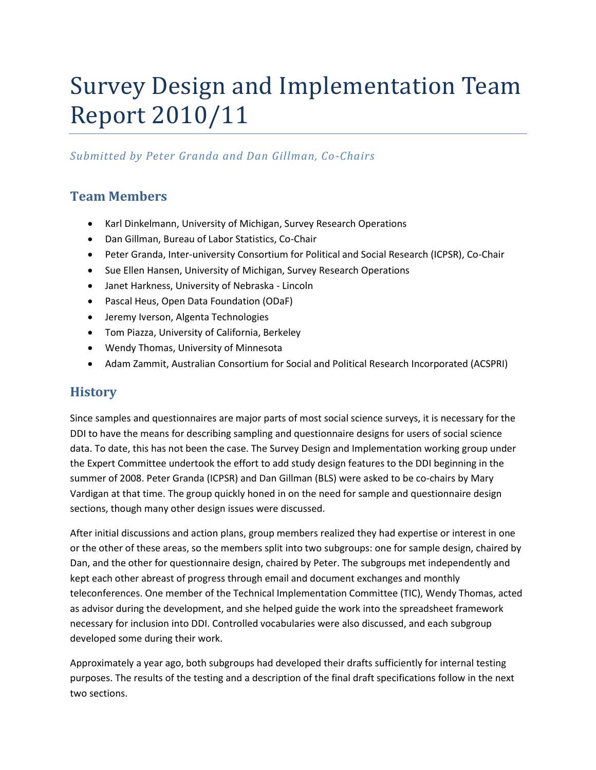# Survey Design and Implementation Team Report 2010/11

*Submitted by Peter Granda and Dan Gillman, Co-Chairs*

## Team Members

- Karl Dinkelmann, University of Michigan, Survey Research Operations
- Dan Gillman, Bureau of Labor Statistics, Co-Chair
- Peter Granda, Inter-university Consortium for Political and Social Research (ICPSR), Co-Chair
- Sue Ellen Hansen, University of Michigan, Survey Research Operations
- Janet Harkness, University of Nebraska - Lincoln
- Pascal Heus, Open Data Foundation (ODaF)
- Jeremy Iverson, Algenta Technologies
- Tom Piazza, University of California, Berkeley
- Wendy Thomas, University of Minnesota
- Adam Zammit, Australian Consortium for Social and Political Research Incorporated (ACSPRI)

## History

Since samples and questionnaires are major parts of most social science surveys, it is necessary for the DDI to have the means for describing sampling and questionnaire designs for users of social science data. To date, this has not been the case. The Survey Design and Implementation working group under the Expert Committee undertook the effort to add study design features to the DDI beginning in the summer of 2008. Peter Granda (ICPSR) and Dan Gillman (BLS) were asked to be co-chairs by Mary Vardigan at that time. The group quickly honed in on the need for sample and questionnaire design sections, though many other design issues were discussed.

After initial discussions and action plans, group members realized they had expertise or interest in one or the other of these areas, so the members split into two subgroups: one for sample design, chaired by Dan, and the other for questionnaire design, chaired by Peter. The subgroups met independently and kept each other abreast of progress through email and document exchanges and monthly teleconferences. One member of the Technical Implementation Committee (TIC), Wendy Thomas, acted as advisor during the development, and she helped guide the work into the spreadsheet framework necessary for inclusion into DDI. Controlled vocabularies were also discussed, and each subgroup developed some during their work.

Approximately a year ago, both subgroups had developed their drafts sufficiently for internal testing purposes. The results of the testing and a description of the final draft specifications follow in the next two sections.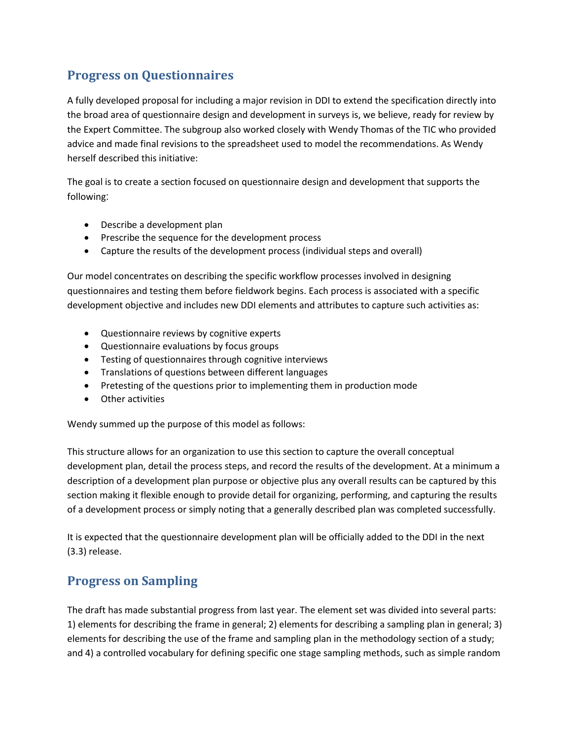## Progress on Questionnaires

A fully developed proposal for including a major revision in DDI to extend the specification directly into the broad area of questionnaire design and development in surveys is, we believe, ready for review by the Expert Committee. The subgroup also worked closely with Wendy Thomas of the TIC who provided advice and made final revisions to the spreadsheet used to model the recommendations. As Wendy herself described this initiative:

The goal is to create a section focused on questionnaire design and development that supports the following:

- Describe a development plan
- Prescribe the sequence for the development process
- Capture the results of the development process (individual steps and overall)

Our model concentrates on describing the specific workflow processes involved in designing questionnaires and testing them before fieldwork begins. Each process is associated with a specific development objective and includes new DDI elements and attributes to capture such activities as:

- Questionnaire reviews by cognitive experts
- Questionnaire evaluations by focus groups
- Testing of questionnaires through cognitive interviews
- Translations of questions between different languages
- Pretesting of the questions prior to implementing them in production mode
- Other activities

Wendy summed up the purpose of this model as follows:

This structure allows for an organization to use this section to capture the overall conceptual development plan, detail the process steps, and record the results of the development. At a minimum a description of a development plan purpose or objective plus any overall results can be captured by this section making it flexible enough to provide detail for organizing, performing, and capturing the results of a development process or simply noting that a generally described plan was completed successfully.

It is expected that the questionnaire development plan will be officially added to the DDI in the next (3.3) release.

## Progress on Sampling

The draft has made substantial progress from last year. The element set was divided into several parts: 1) elements for describing the frame in general; 2) elements for describing a sampling plan in general; 3) elements for describing the use of the frame and sampling plan in the methodology section of a study; and 4) a controlled vocabulary for defining specific one stage sampling methods, such as simple random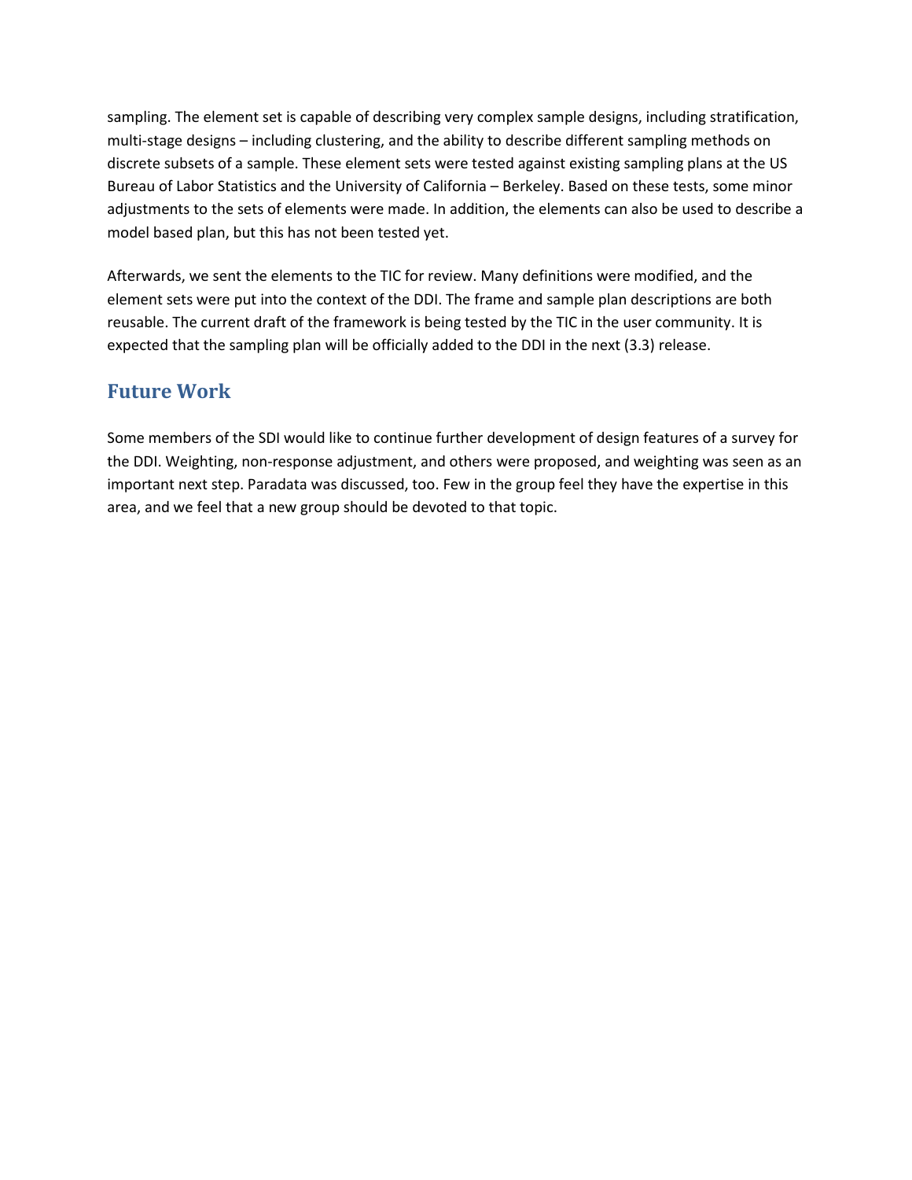sampling. The element set is capable of describing very complex sample designs, including stratification, multi-stage designs – including clustering, and the ability to describe different sampling methods on discrete subsets of a sample. These element sets were tested against existing sampling plans at the US Bureau of Labor Statistics and the University of California – Berkeley. Based on these tests, some minor adjustments to the sets of elements were made. In addition, the elements can also be used to describe a model based plan, but this has not been tested yet.

Afterwards, we sent the elements to the TIC for review. Many definitions were modified, and the element sets were put into the context of the DDI. The frame and sample plan descriptions are both reusable. The current draft of the framework is being tested by the TIC in the user community. It is expected that the sampling plan will be officially added to the DDI in the next (3.3) release.

## Future Work

Some members of the SDI would like to continue further development of design features of a survey for the DDI. Weighting, non-response adjustment, and others were proposed, and weighting was seen as an important next step. Paradata was discussed, too. Few in the group feel they have the expertise in this area, and we feel that a new group should be devoted to that topic.